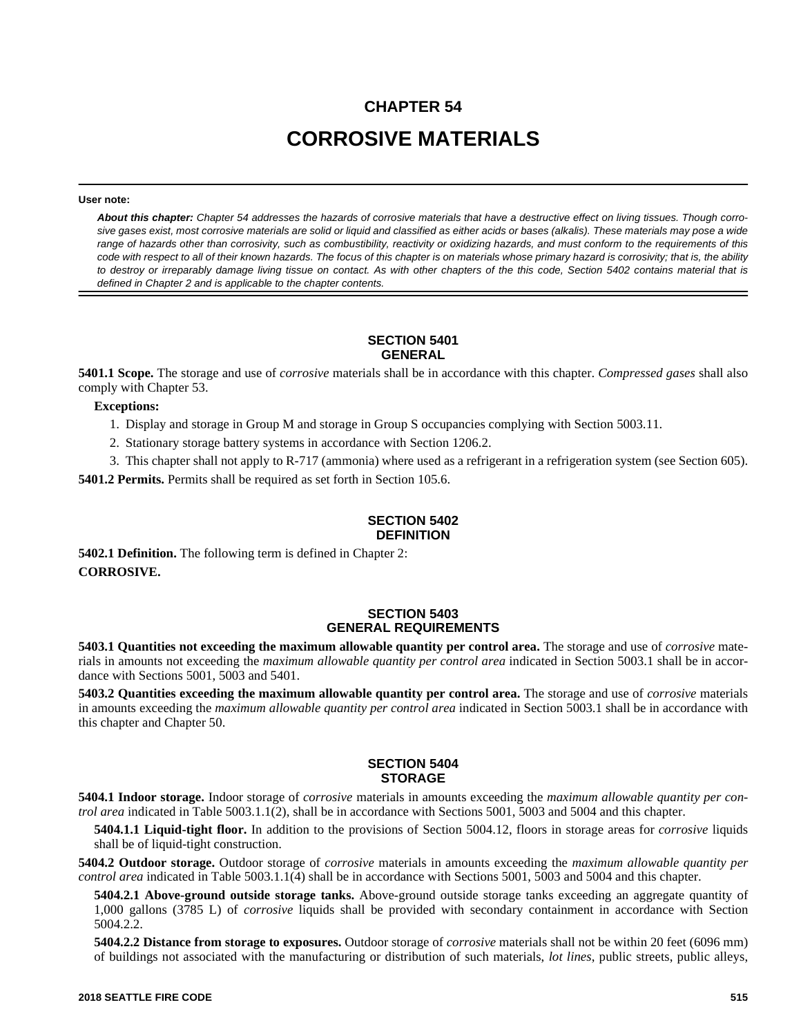# CHAPTER 54

# CORROSIVE MATERIALS

**User note:**

***About this chapter:*** *Chapter 54 addresses the hazards of corrosive materials that have a destructive effect on living tissues. Though corrosive gases exist, most corrosive materials are solid or liquid and classified as either acids or bases (alkalis). These materials may pose a wide range of hazards other than corrosivity, such as combustibility, reactivity or oxidizing hazards, and must conform to the requirements of this code with respect to all of their known hazards. The focus of this chapter is on materials whose primary hazard is corrosivity; that is, the ability to destroy or irreparably damage living tissue on contact. As with other chapters of the this code, Section 5402 contains material that is defined in Chapter 2 and is applicable to the chapter contents.*

## SECTION 5401 GENERAL

**5401.1 Scope.** The storage and use of *corrosive* materials shall be in accordance with this chapter. *Compressed gases* shall also comply with Chapter 53.

**Exceptions:**

1. Display and storage in Group M and storage in Group S occupancies complying with Section 5003.11.
2. Stationary storage battery systems in accordance with Section 1206.2.
3. This chapter shall not apply to R-717 (ammonia) where used as a refrigerant in a refrigeration system (see Section 605).

**5401.2 Permits.** Permits shall be required as set forth in Section 105.6.

## SECTION 5402 DEFINITION

**5402.1 Definition.** The following term is defined in Chapter 2:

**CORROSIVE.**

## SECTION 5403 GENERAL REQUIREMENTS

**5403.1 Quantities not exceeding the maximum allowable quantity per control area.** The storage and use of *corrosive* materials in amounts not exceeding the *maximum allowable quantity per control area* indicated in Section 5003.1 shall be in accordance with Sections 5001, 5003 and 5401.

**5403.2 Quantities exceeding the maximum allowable quantity per control area.** The storage and use of *corrosive* materials in amounts exceeding the *maximum allowable quantity per control area* indicated in Section 5003.1 shall be in accordance with this chapter and Chapter 50.

## SECTION 5404 STORAGE

**5404.1 Indoor storage.** Indoor storage of *corrosive* materials in amounts exceeding the *maximum allowable quantity per control area* indicated in Table 5003.1.1(2), shall be in accordance with Sections 5001, 5003 and 5004 and this chapter.

**5404.1.1 Liquid-tight floor.** In addition to the provisions of Section 5004.12, floors in storage areas for *corrosive* liquids shall be of liquid-tight construction.

**5404.2 Outdoor storage.** Outdoor storage of *corrosive* materials in amounts exceeding the *maximum allowable quantity per control area* indicated in Table 5003.1.1(4) shall be in accordance with Sections 5001, 5003 and 5004 and this chapter.

**5404.2.1 Above-ground outside storage tanks.** Above-ground outside storage tanks exceeding an aggregate quantity of 1,000 gallons (3785 L) of *corrosive* liquids shall be provided with secondary containment in accordance with Section 5004.2.2.

**5404.2.2 Distance from storage to exposures.** Outdoor storage of *corrosive* materials shall not be within 20 feet (6096 mm) of buildings not associated with the manufacturing or distribution of such materials, *lot lines*, public streets, public alleys,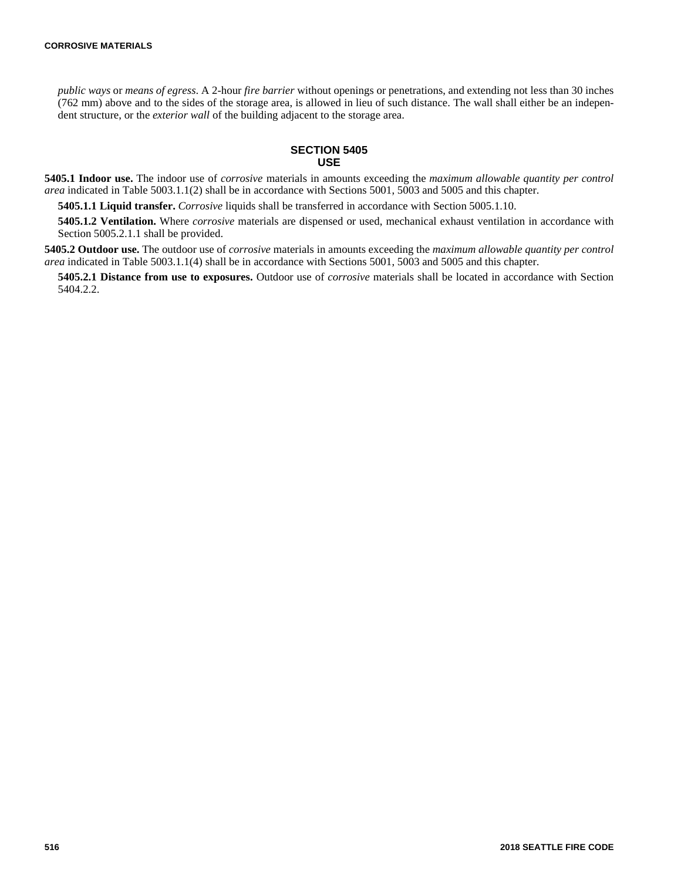*public ways* or *means of egress*. A 2-hour *fire barrier* without openings or penetrations, and extending not less than 30 inches (762 mm) above and to the sides of the storage area, is allowed in lieu of such distance. The wall shall either be an independent structure, or the *exterior wall* of the building adjacent to the storage area.

## SECTION 5405
## USE

**5405.1 Indoor use.** The indoor use of *corrosive* materials in amounts exceeding the *maximum allowable quantity per control area* indicated in Table 5003.1.1(2) shall be in accordance with Sections 5001, 5003 and 5005 and this chapter.

**5405.1.1 Liquid transfer.** *Corrosive* liquids shall be transferred in accordance with Section 5005.1.10.

**5405.1.2 Ventilation.** Where *corrosive* materials are dispensed or used, mechanical exhaust ventilation in accordance with Section 5005.2.1.1 shall be provided.

**5405.2 Outdoor use.** The outdoor use of *corrosive* materials in amounts exceeding the *maximum allowable quantity per control area* indicated in Table 5003.1.1(4) shall be in accordance with Sections 5001, 5003 and 5005 and this chapter.

**5405.2.1 Distance from use to exposures.** Outdoor use of *corrosive* materials shall be located in accordance with Section 5404.2.2.